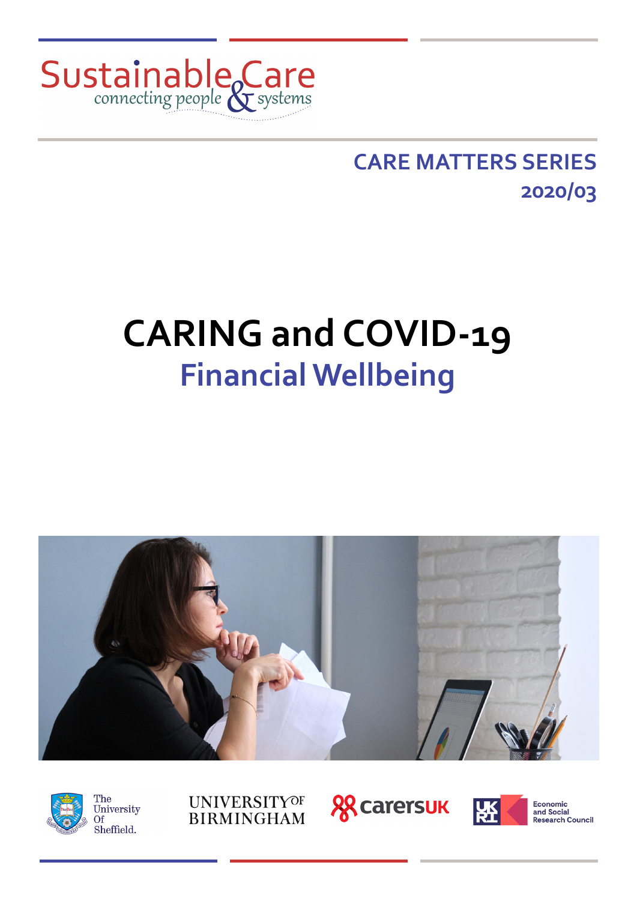Sustainable Care

connecting people & systems

CARE MATTERS SERIES

2020/03

# CARING and COVID-19

## Financial Wellbeing

The University Of Sheffield.

UNIVERSITY OF BIRMINGHAM

carersUK

UKRI Economic and Social Research Council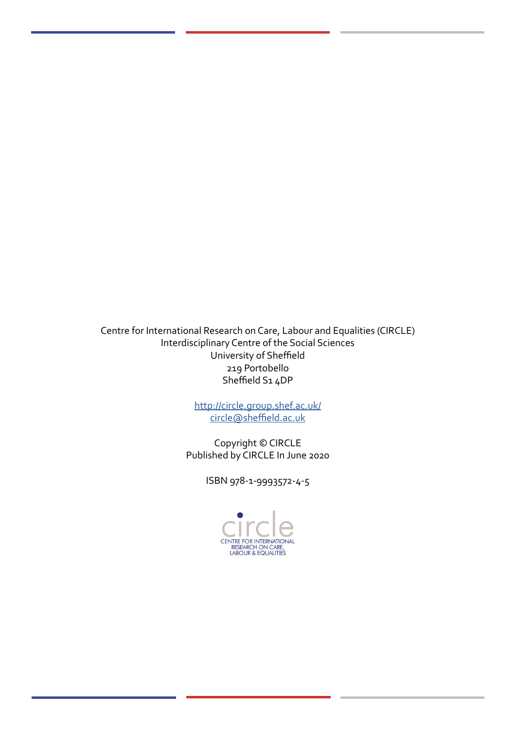Centre for International Research on Care, Labour and Equalities (CIRCLE)
Interdisciplinary Centre of the Social Sciences
University of Sheffield
219 Portobello
Sheffield S1 4DP

http://circle.group.shef.ac.uk/
circle@sheffield.ac.uk

Copyright © CIRCLE
Published by CIRCLE In June 2020

ISBN 978-1-9993572-4-5

circle
CENTRE FOR INTERNATIONAL RESEARCH ON CARE, LABOUR & EQUALITIES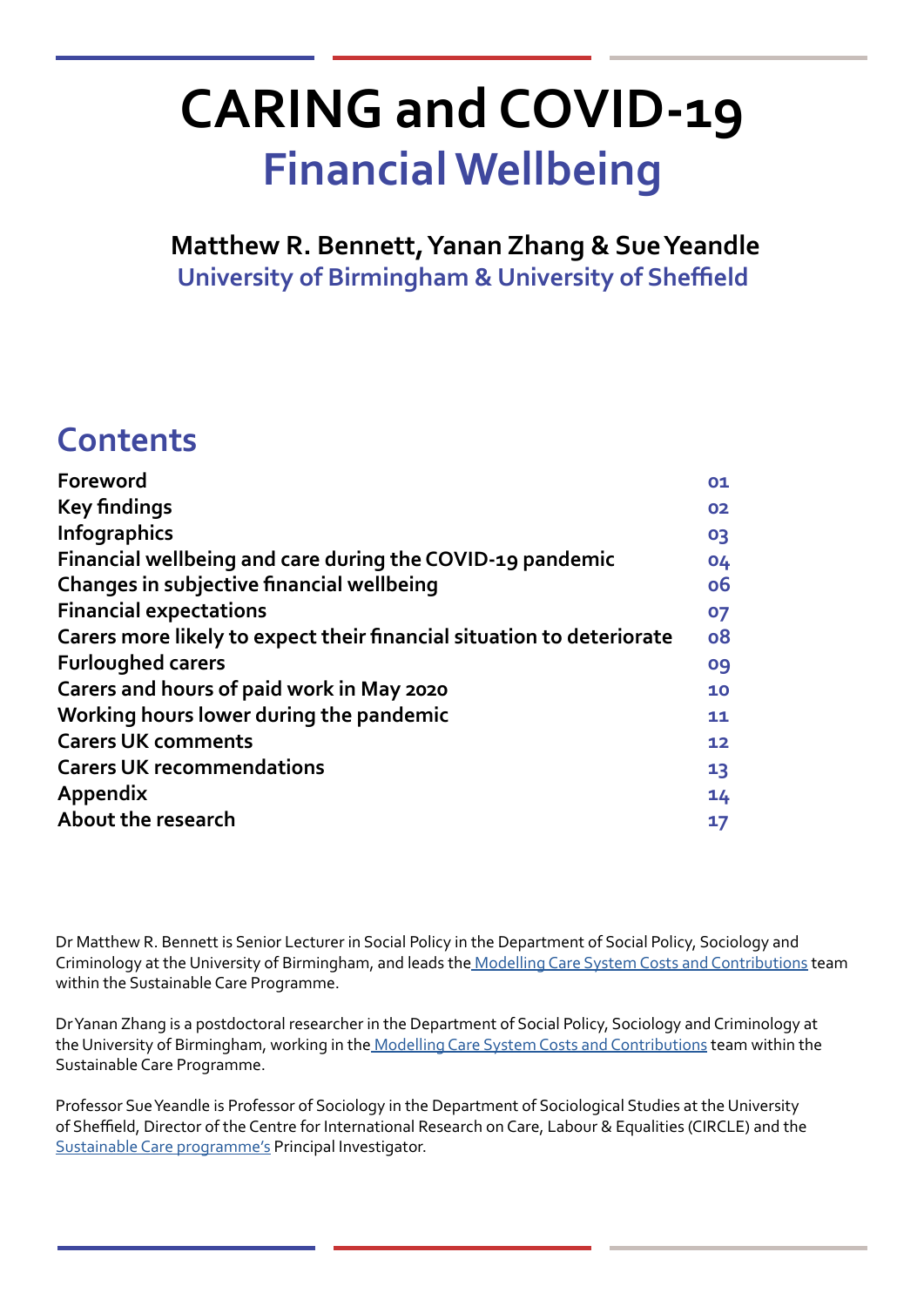# CARING and COVID-19

## Financial Wellbeing

**Matthew R. Bennett, Yanan Zhang & Sue Yeandle**

**University of Birmingham & University of Sheffield**

## Contents

| | |
|---|---|
| **Foreword** | **01** |
| **Key findings** | **02** |
| **Infographics** | **03** |
| **Financial wellbeing and care during the COVID-19 pandemic** | **04** |
| **Changes in subjective financial wellbeing** | **06** |
| **Financial expectations** | **07** |
| **Carers more likely to expect their financial situation to deteriorate** | **08** |
| **Furloughed carers** | **09** |
| **Carers and hours of paid work in May 2020** | **10** |
| **Working hours lower during the pandemic** | **11** |
| **Carers UK comments** | **12** |
| **Carers UK recommendations** | **13** |
| **Appendix** | **14** |
| **About the research** | **17** |

Dr Matthew R. Bennett is Senior Lecturer in Social Policy in the Department of Social Policy, Sociology and Criminology at the University of Birmingham, and leads the Modelling Care System Costs and Contributions team within the Sustainable Care Programme.

Dr Yanan Zhang is a postdoctoral researcher in the Department of Social Policy, Sociology and Criminology at the University of Birmingham, working in the Modelling Care System Costs and Contributions team within the Sustainable Care Programme.

Professor Sue Yeandle is Professor of Sociology in the Department of Sociological Studies at the University of Sheffield, Director of the Centre for International Research on Care, Labour & Equalities (CIRCLE) and the Sustainable Care programme's Principal Investigator.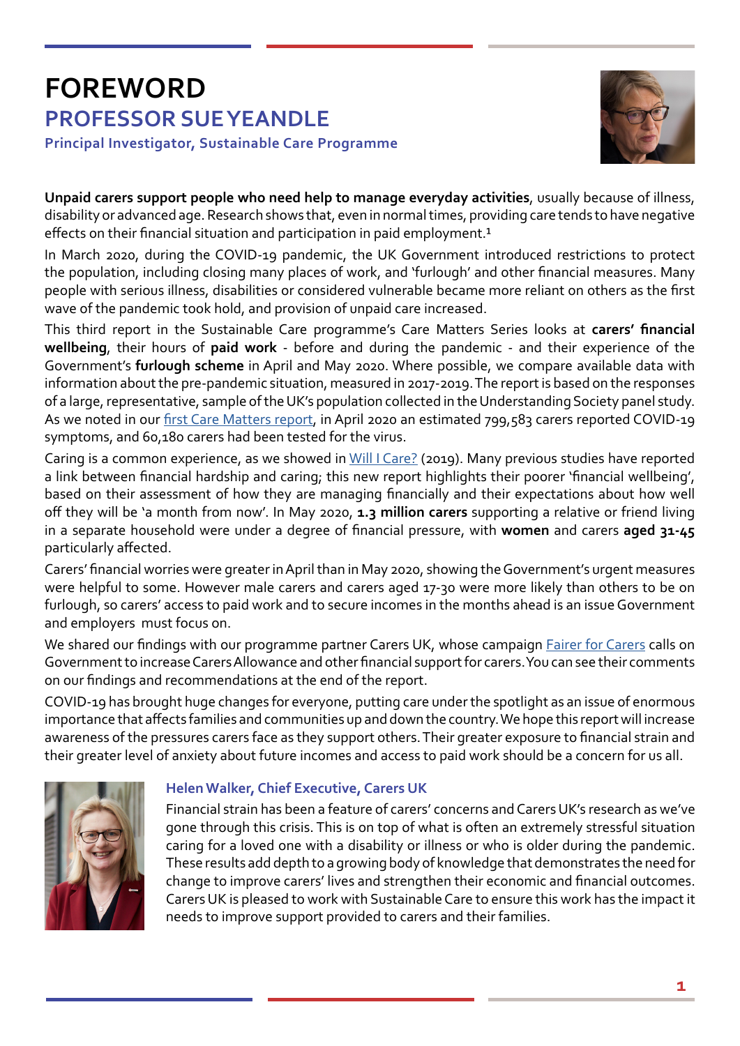# FOREWORD

## PROFESSOR SUE YEANDLE

**Principal Investigator, Sustainable Care Programme**

**Unpaid carers support people who need help to manage everyday activities**, usually because of illness, disability or advanced age. Research shows that, even in normal times, providing care tends to have negative effects on their financial situation and participation in paid employment.[1]

In March 2020, during the COVID-19 pandemic, the UK Government introduced restrictions to protect the population, including closing many places of work, and 'furlough' and other financial measures. Many people with serious illness, disabilities or considered vulnerable became more reliant on others as the first wave of the pandemic took hold, and provision of unpaid care increased.

This third report in the Sustainable Care programme's Care Matters Series looks at **carers' financial wellbeing**, their hours of **paid work** - before and during the pandemic - and their experience of the Government's **furlough scheme** in April and May 2020. Where possible, we compare available data with information about the pre-pandemic situation, measured in 2017-2019. The report is based on the responses of a large, representative, sample of the UK's population collected in the Understanding Society panel study. As we noted in our first Care Matters report, in April 2020 an estimated 799,583 carers reported COVID-19 symptoms, and 60,180 carers had been tested for the virus.

Caring is a common experience, as we showed in Will I Care? (2019). Many previous studies have reported a link between financial hardship and caring; this new report highlights their poorer 'financial wellbeing', based on their assessment of how they are managing financially and their expectations about how well off they will be 'a month from now'. In May 2020, **1.3 million carers** supporting a relative or friend living in a separate household were under a degree of financial pressure, with **women** and carers **aged 31-45** particularly affected.

Carers' financial worries were greater in April than in May 2020, showing the Government's urgent measures were helpful to some. However male carers and carers aged 17-30 were more likely than others to be on furlough, so carers' access to paid work and to secure incomes in the months ahead is an issue Government and employers must focus on.

We shared our findings with our programme partner Carers UK, whose campaign Fairer for Carers calls on Government to increase Carers Allowance and other financial support for carers. You can see their comments on our findings and recommendations at the end of the report.

COVID-19 has brought huge changes for everyone, putting care under the spotlight as an issue of enormous importance that affects families and communities up and down the country. We hope this report will increase awareness of the pressures carers face as they support others. Their greater exposure to financial strain and their greater level of anxiety about future incomes and access to paid work should be a concern for us all.

### Helen Walker, Chief Executive, Carers UK

Financial strain has been a feature of carers' concerns and Carers UK's research as we've gone through this crisis. This is on top of what is often an extremely stressful situation caring for a loved one with a disability or illness or who is older during the pandemic. These results add depth to a growing body of knowledge that demonstrates the need for change to improve carers' lives and strengthen their economic and financial outcomes. Carers UK is pleased to work with Sustainable Care to ensure this work has the impact it needs to improve support provided to carers and their families.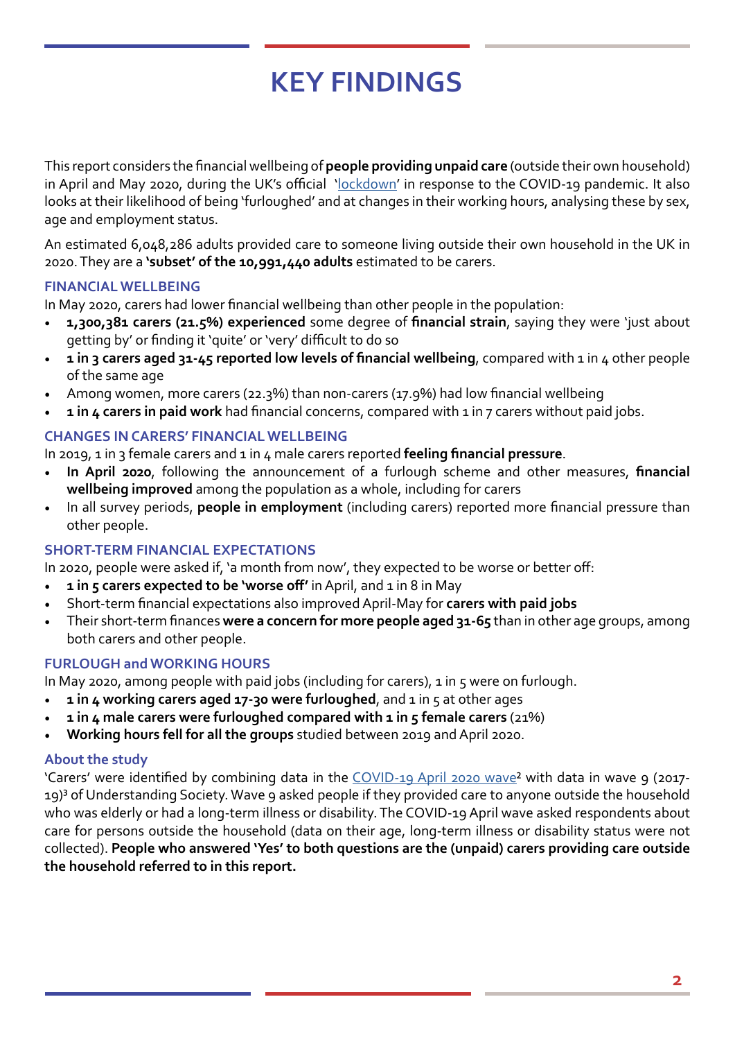# KEY FINDINGS

This report considers the financial wellbeing of **people providing unpaid care** (outside their own household) in April and May 2020, during the UK's official 'lockdown' in response to the COVID-19 pandemic. It also looks at their likelihood of being 'furloughed' and at changes in their working hours, analysing these by sex, age and employment status.

An estimated 6,048,286 adults provided care to someone living outside their own household in the UK in 2020. They are a **'subset' of the 10,991,440 adults** estimated to be carers.

### FINANCIAL WELLBEING

In May 2020, carers had lower financial wellbeing than other people in the population:

- **1,300,381 carers (21.5%) experienced** some degree of **financial strain**, saying they were 'just about getting by' or finding it 'quite' or 'very' difficult to do so
- **1 in 3 carers aged 31-45 reported low levels of financial wellbeing**, compared with 1 in 4 other people of the same age
- Among women, more carers (22.3%) than non-carers (17.9%) had low financial wellbeing
- **1 in 4 carers in paid work** had financial concerns, compared with 1 in 7 carers without paid jobs.

### CHANGES IN CARERS' FINANCIAL WELLBEING

In 2019, 1 in 3 female carers and 1 in 4 male carers reported **feeling financial pressure**.

- **In April 2020**, following the announcement of a furlough scheme and other measures, **financial wellbeing improved** among the population as a whole, including for carers
- In all survey periods, **people in employment** (including carers) reported more financial pressure than other people.

### SHORT-TERM FINANCIAL EXPECTATIONS

In 2020, people were asked if, 'a month from now', they expected to be worse or better off:

- **1 in 5 carers expected to be 'worse off'** in April, and 1 in 8 in May
- Short-term financial expectations also improved April-May for **carers with paid jobs**
- Their short-term finances **were a concern for more people aged 31-65** than in other age groups, among both carers and other people.

### FURLOUGH and WORKING HOURS

In May 2020, among people with paid jobs (including for carers), 1 in 5 were on furlough.

- **1 in 4 working carers aged 17-30 were furloughed**, and 1 in 5 at other ages
- **1 in 4 male carers were furloughed compared with 1 in 5 female carers** (21%)
- **Working hours fell for all the groups** studied between 2019 and April 2020.

### About the study

'Carers' were identified by combining data in the COVID-19 April 2020 wave[2] with data in wave 9 (2017-19)[3] of Understanding Society. Wave 9 asked people if they provided care to anyone outside the household who was elderly or had a long-term illness or disability. The COVID-19 April wave asked respondents about care for persons outside the household (data on their age, long-term illness or disability status were not collected). **People who answered 'Yes' to both questions are the (unpaid) carers providing care outside the household referred to in this report.**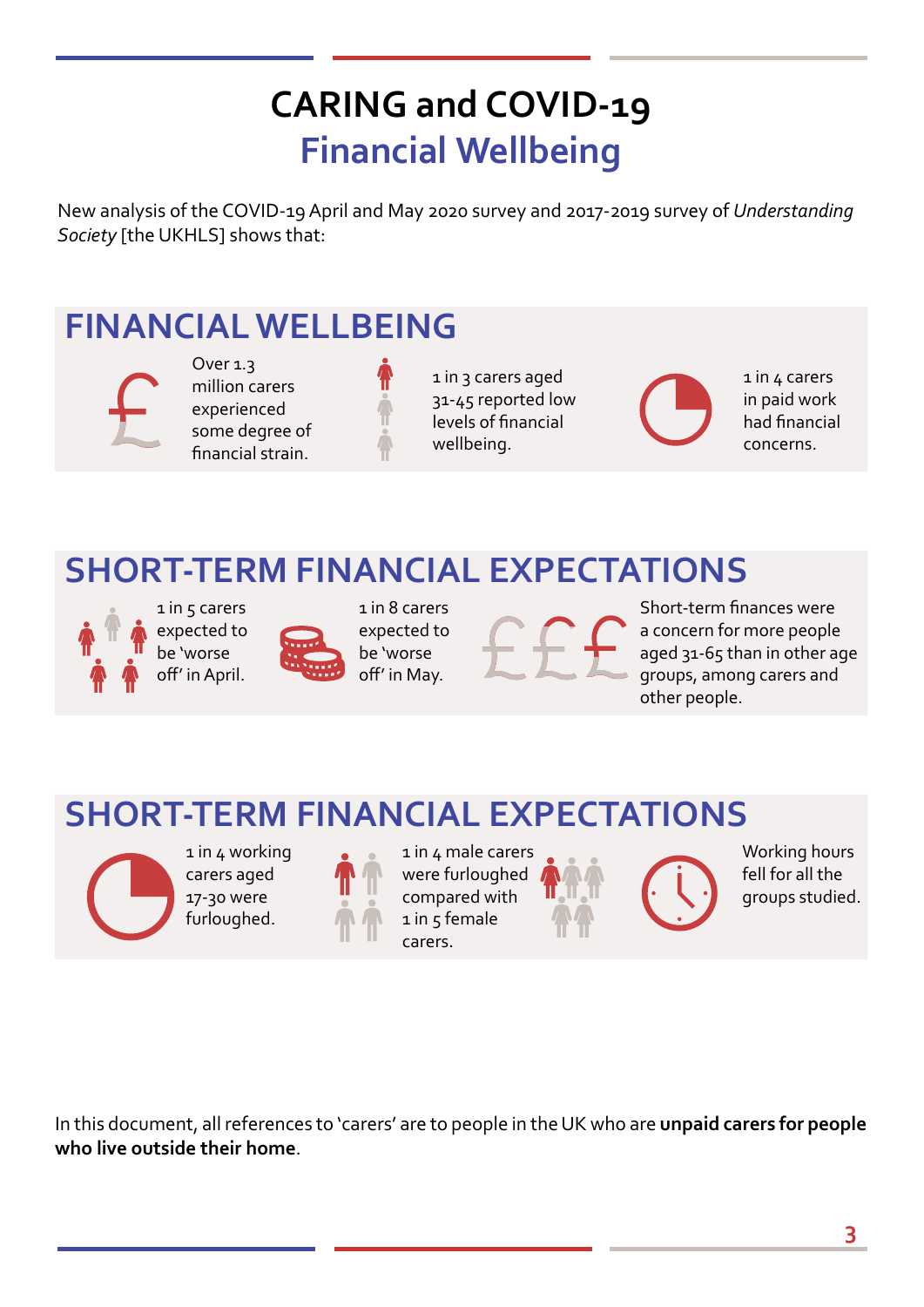# CARING and COVID-19

## Financial Wellbeing

New analysis of the COVID-19 April and May 2020 survey and 2017-2019 survey of *Understanding Society* [the UKHLS] shows that:

## FINANCIAL WELLBEING

Over 1.3 million carers experienced some degree of financial strain.

1 in 3 carers aged 31-45 reported low levels of financial wellbeing.

1 in 4 carers in paid work had financial concerns.

## SHORT-TERM FINANCIAL EXPECTATIONS

1 in 5 carers expected to be 'worse off' in April.

1 in 8 carers expected to be 'worse off' in May.

Short-term finances were a concern for more people aged 31-65 than in other age groups, among carers and other people.

## SHORT-TERM FINANCIAL EXPECTATIONS

1 in 4 working carers aged 17-30 were furloughed.

1 in 4 male carers were furloughed compared with 1 in 5 female carers.

Working hours fell for all the groups studied.

In this document, all references to 'carers' are to people in the UK who are **unpaid carers for people who live outside their home**.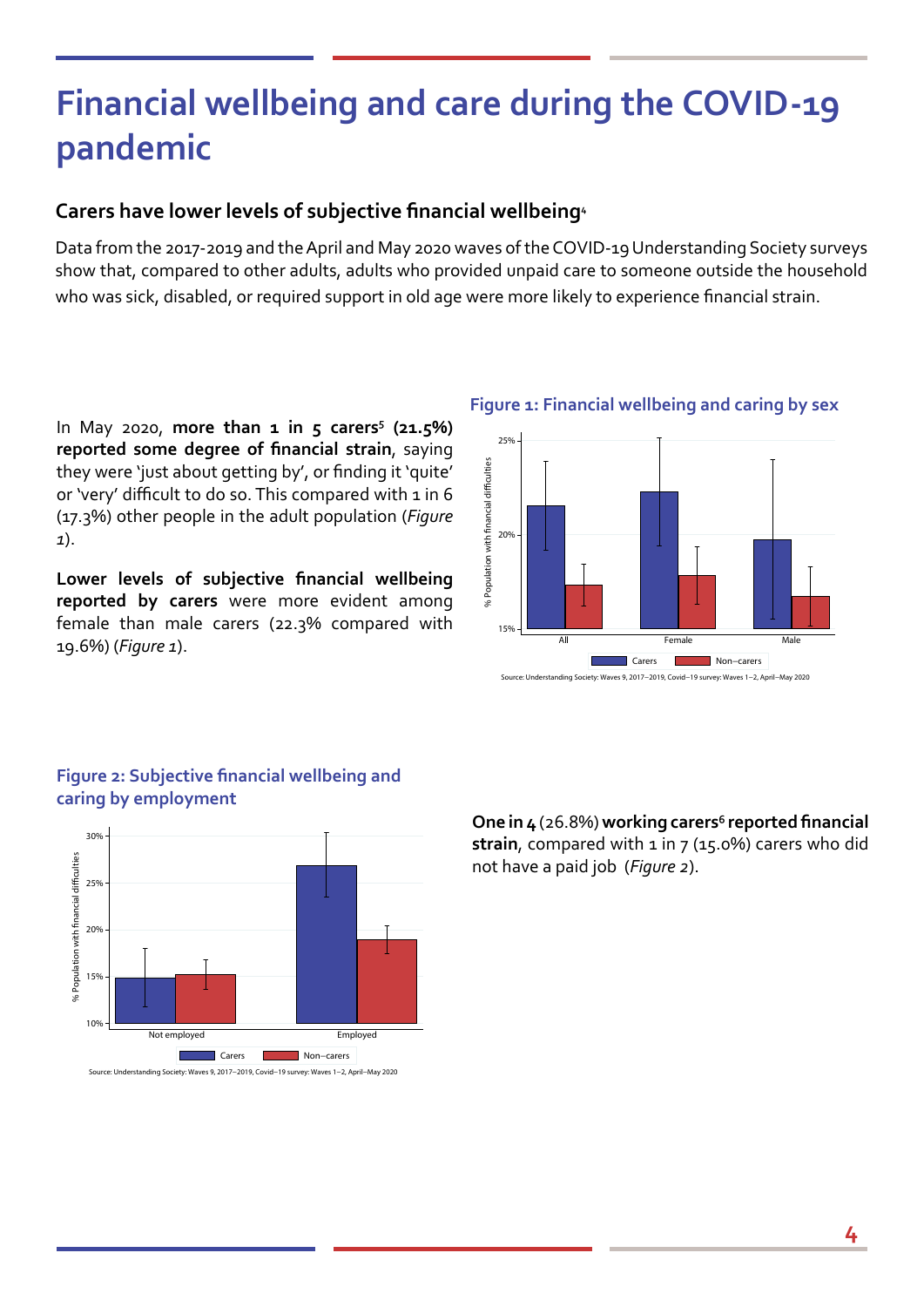# Financial wellbeing and care during the COVID-19 pandemic

## Carers have lower levels of subjective financial wellbeing[4]

Data from the 2017-2019 and the April and May 2020 waves of the COVID-19 Understanding Society surveys show that, compared to other adults, adults who provided unpaid care to someone outside the household who was sick, disabled, or required support in old age were more likely to experience financial strain.

In May 2020, **more than 1 in 5 carers[5] (21.5%) reported some degree of financial strain**, saying they were 'just about getting by', or finding it 'quite' or 'very' difficult to do so. This compared with 1 in 6 (17.3%) other people in the adult population (*Figure 1*).

**Lower levels of subjective financial wellbeing reported by carers** were more evident among female than male carers (22.3% compared with 19.6%) (*Figure 1*).

### Figure 1: Financial wellbeing and caring by sex

Source: Understanding Society: Waves 9, 2017–2019, Covid–19 survey: Waves 1–2, April–May 2020

### Figure 2: Subjective financial wellbeing and caring by employment

Source: Understanding Society: Waves 9, 2017–2019, Covid–19 survey: Waves 1–2, April–May 2020

**One in 4** (26.8%) **working carers[6] reported financial strain**, compared with 1 in 7 (15.0%) carers who did not have a paid job (*Figure 2*).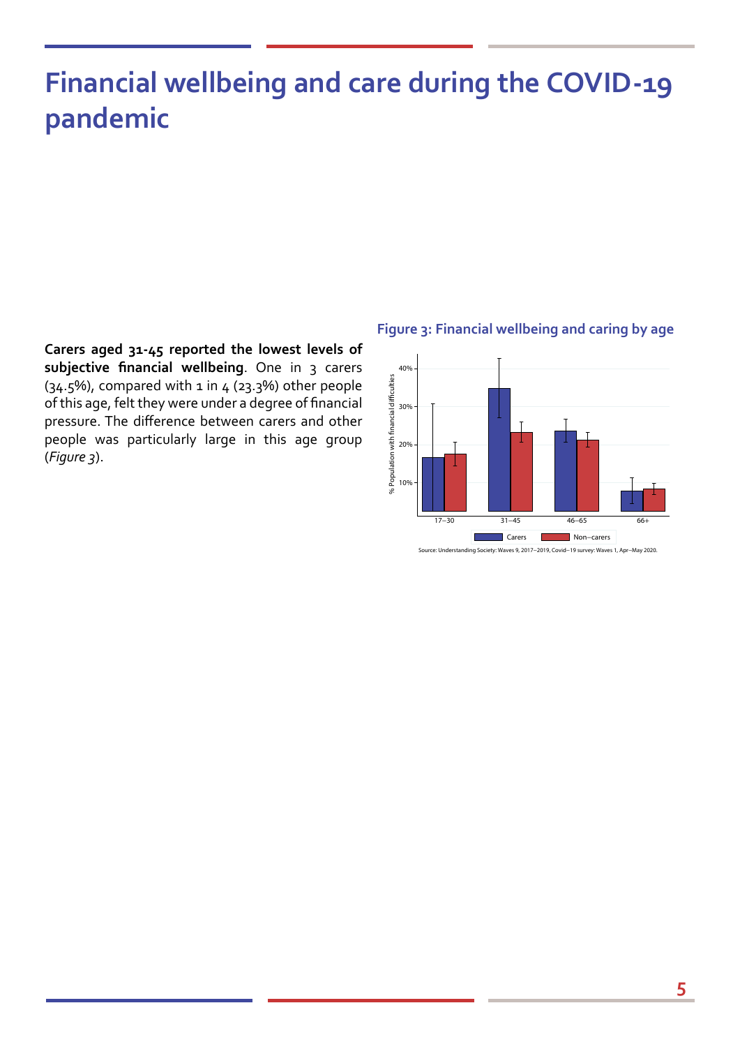# Financial wellbeing and care during the COVID-19 pandemic

**Carers aged 31-45 reported the lowest levels of subjective financial wellbeing**. One in 3 carers (34.5%), compared with 1 in 4 (23.3%) other people of this age, felt they were under a degree of financial pressure. The difference between carers and other people was particularly large in this age group (*Figure 3*).

**Figure 3: Financial wellbeing and caring by age**

Source: Understanding Society: Waves 9, 2017–2019, Covid–19 survey: Waves 1, Apr–May 2020.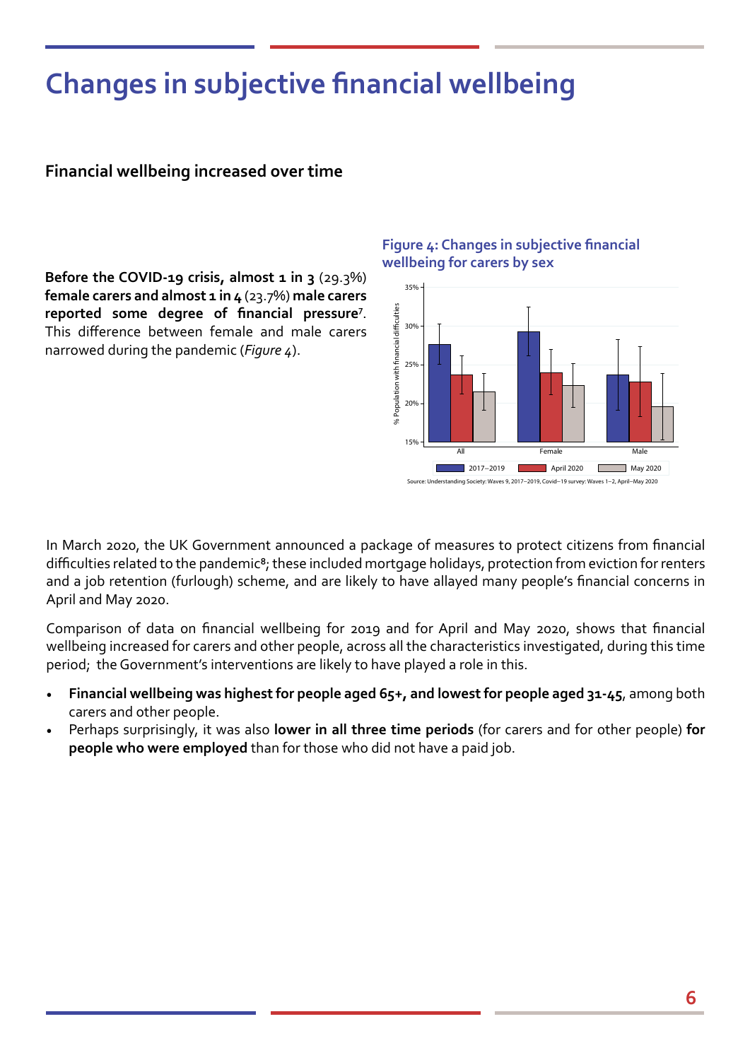# Changes in subjective financial wellbeing

### Financial wellbeing increased over time

**Before the COVID-19 crisis, almost 1 in 3** (29.3%) **female carers and almost 1 in 4** (23.7%) **male carers reported some degree of financial pressure**[7]. This difference between female and male carers narrowed during the pandemic (*Figure 4*).

**Figure 4: Changes in subjective financial wellbeing for carers by sex**

Source: Understanding Society: Waves 9, 2017–2019, Covid–19 survey: Waves 1–2, April–May 2020

In March 2020, the UK Government announced a package of measures to protect citizens from financial difficulties related to the pandemic[8]; these included mortgage holidays, protection from eviction for renters and a job retention (furlough) scheme, and are likely to have allayed many people's financial concerns in April and May 2020.

Comparison of data on financial wellbeing for 2019 and for April and May 2020, shows that financial wellbeing increased for carers and other people, across all the characteristics investigated, during this time period; the Government's interventions are likely to have played a role in this.

- **Financial wellbeing was highest for people aged 65+, and lowest for people aged 31-45**, among both carers and other people.
- Perhaps surprisingly, it was also **lower in all three time periods** (for carers and for other people) **for people who were employed** than for those who did not have a paid job.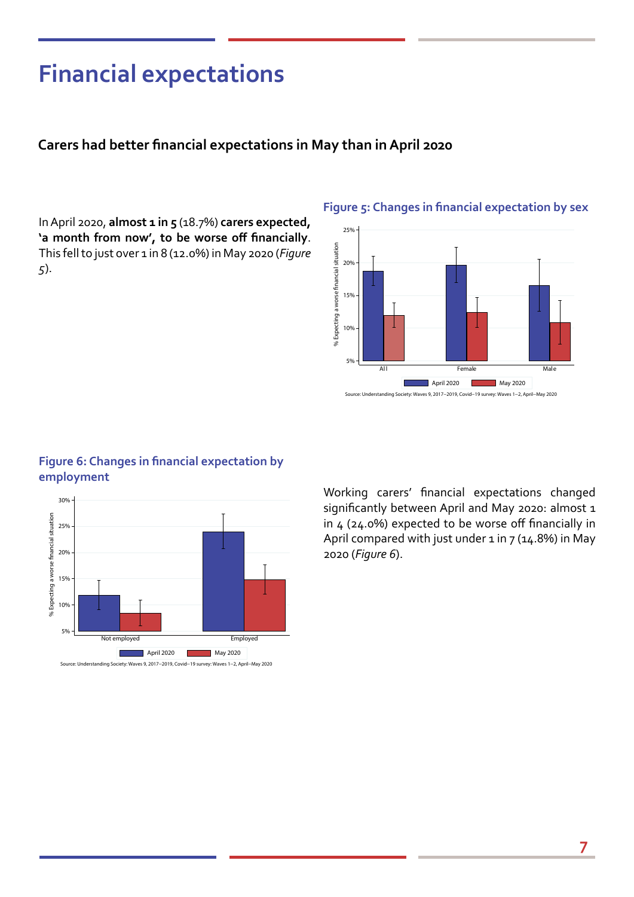# Financial expectations

### Carers had better financial expectations in May than in April 2020

In April 2020, **almost 1 in 5** (18.7%) **carers expected, 'a month from now', to be worse off financially**. This fell to just over 1 in 8 (12.0%) in May 2020 (*Figure 5*).

**Figure 5: Changes in financial expectation by sex**

Source: Understanding Society: Waves 9, 2017–2019, Covid–19 survey: Waves 1–2, April–May 2020

**Figure 6: Changes in financial expectation by employment**

Source: Understanding Society: Waves 9, 2017–2019, Covid–19 survey: Waves 1–2, April–May 2020

Working carers' financial expectations changed significantly between April and May 2020: almost 1 in 4 (24.0%) expected to be worse off financially in April compared with just under 1 in 7 (14.8%) in May 2020 (*Figure 6*).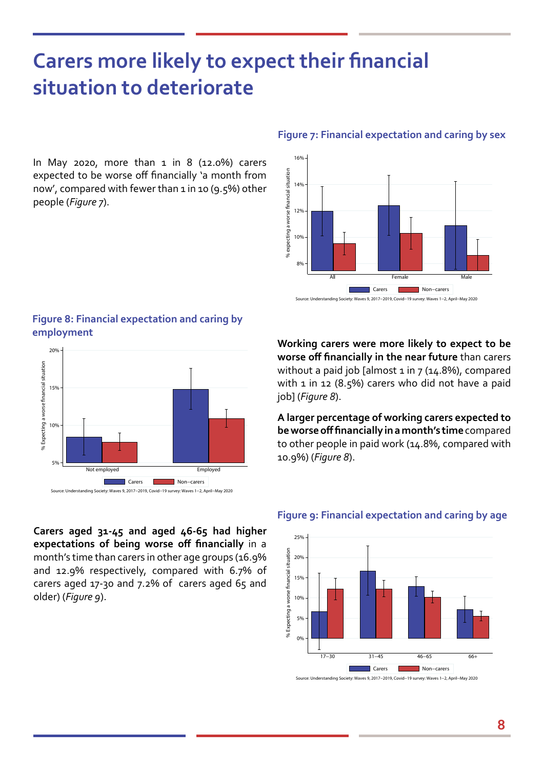# Carers more likely to expect their financial situation to deteriorate

In May 2020, more than 1 in 8 (12.0%) carers expected to be worse off financially 'a month from now', compared with fewer than 1 in 10 (9.5%) other people (*Figure 7*).

**Figure 7: Financial expectation and caring by sex**

Source: Understanding Society: Waves 9, 2017–2019, Covid–19 survey: Waves 1–2, April–May 2020

**Figure 8: Financial expectation and caring by employment**

Source: Understanding Society: Waves 9, 2017–2019, Covid–19 survey: Waves 1–2, April–May 2020

**Working carers were more likely to expect to be worse off financially in the near future** than carers without a paid job [almost 1 in 7 (14.8%), compared with 1 in 12 (8.5%) carers who did not have a paid job] (*Figure 8*).

**A larger percentage of working carers expected to be worse off financially in a month's time** compared to other people in paid work (14.8%, compared with 10.9%) (*Figure 8*).

**Carers aged 31-45 and aged 46-65 had higher expectations of being worse off financially** in a month's time than carers in other age groups (16.9% and 12.9% respectively, compared with 6.7% of carers aged 17-30 and 7.2% of carers aged 65 and older) (*Figure 9*).

**Figure 9: Financial expectation and caring by age**

Source: Understanding Society: Waves 9, 2017–2019, Covid–19 survey: Waves 1–2, April–May 2020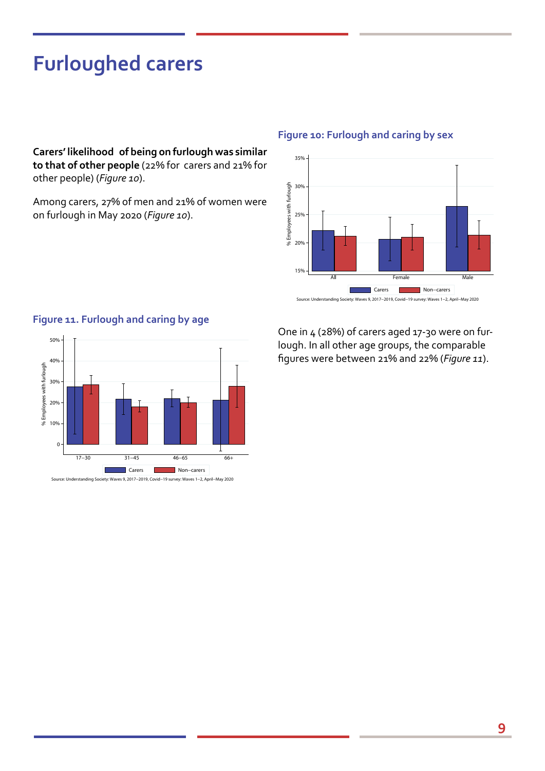# Furloughed carers

**Carers' likelihood of being on furlough was similar to that of other people** (22% for carers and 21% for other people) (*Figure 10*).

Among carers, 27% of men and 21% of women were on furlough in May 2020 (*Figure 10*).

### Figure 10: Furlough and caring by sex

Source: Understanding Society: Waves 9, 2017–2019, Covid–19 survey: Waves 1–2, April–May 2020

### Figure 11. Furlough and caring by age

Source: Understanding Society: Waves 9, 2017–2019, Covid–19 survey: Waves 1–2, April–May 2020

One in 4 (28%) of carers aged 17-30 were on furlough. In all other age groups, the comparable figures were between 21% and 22% (*Figure 11*).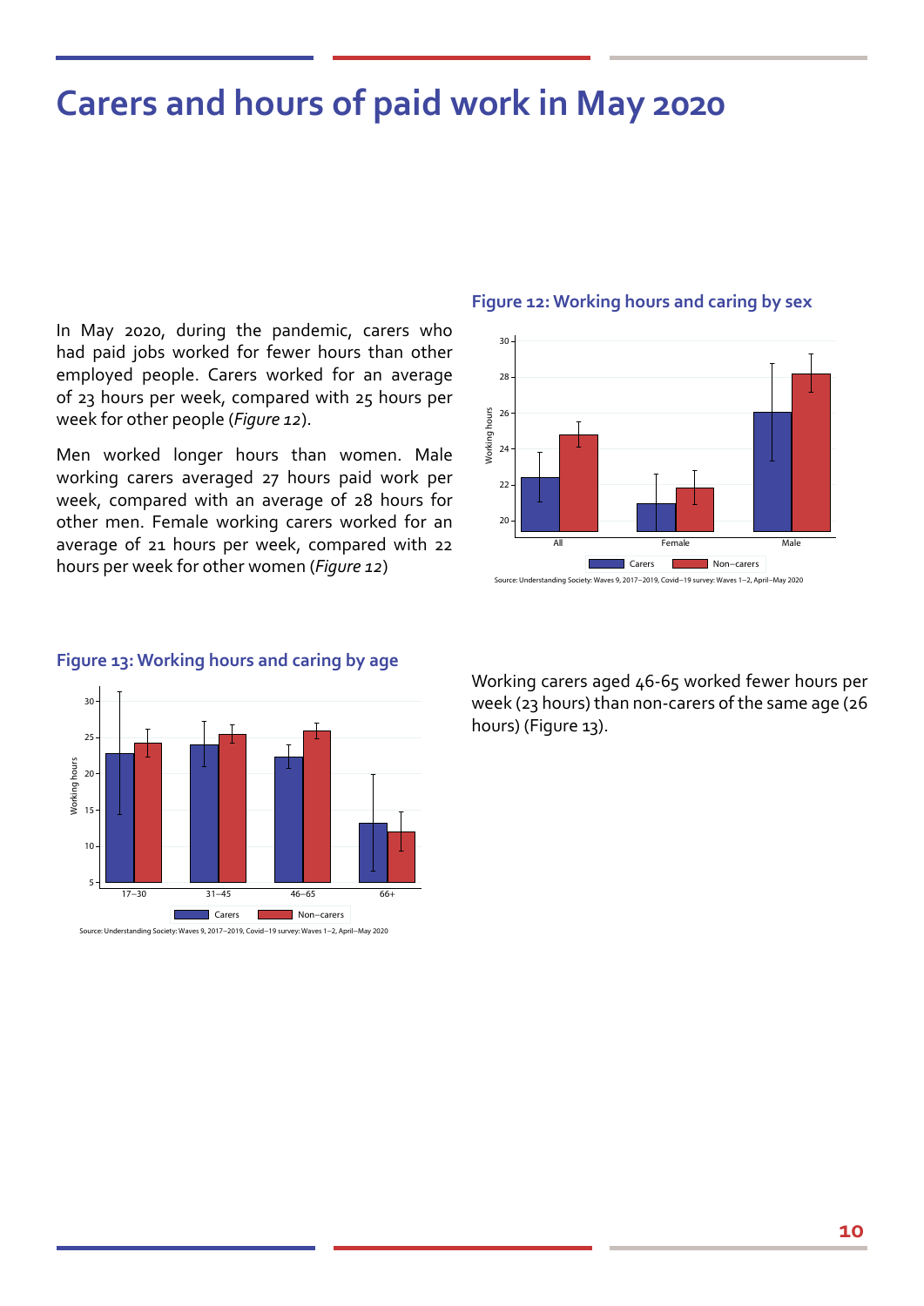# Carers and hours of paid work in May 2020

In May 2020, during the pandemic, carers who had paid jobs worked for fewer hours than other employed people. Carers worked for an average of 23 hours per week, compared with 25 hours per week for other people (*Figure 12*).

Men worked longer hours than women. Male working carers averaged 27 hours paid work per week, compared with an average of 28 hours for other men. Female working carers worked for an average of 21 hours per week, compared with 22 hours per week for other women (*Figure 12*)

### Figure 12: Working hours and caring by sex

Source: Understanding Society: Waves 9, 2017–2019, Covid–19 survey: Waves 1–2, April–May 2020

### Figure 13: Working hours and caring by age

Source: Understanding Society: Waves 9, 2017–2019, Covid–19 survey: Waves 1–2, April–May 2020

Working carers aged 46-65 worked fewer hours per week (23 hours) than non-carers of the same age (26 hours) (Figure 13).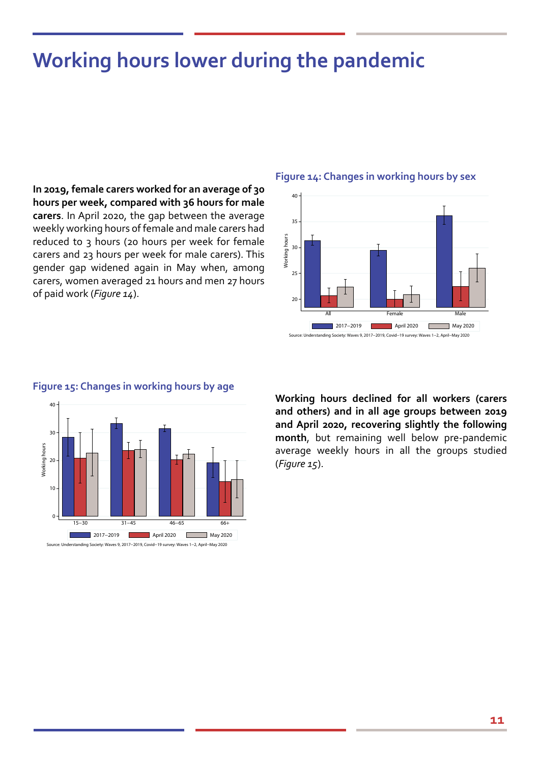# Working hours lower during the pandemic

**In 2019, female carers worked for an average of 30 hours per week, compared with 36 hours for male carers**. In April 2020, the gap between the average weekly working hours of female and male carers had reduced to 3 hours (20 hours per week for female carers and 23 hours per week for male carers). This gender gap widened again in May when, among carers, women averaged 21 hours and men 27 hours of paid work (*Figure 14*).

### Figure 14: Changes in working hours by sex

Source: Understanding Society: Waves 9, 2017–2019, Covid–19 survey: Waves 1–2, April–May 2020

### Figure 15: Changes in working hours by age

Source: Understanding Society: Waves 9, 2017–2019, Covid–19 survey: Waves 1–2, April–May 2020

**Working hours declined for all workers (carers and others) and in all age groups between 2019 and April 2020, recovering slightly the following month**, but remaining well below pre-pandemic average weekly hours in all the groups studied (*Figure 15*).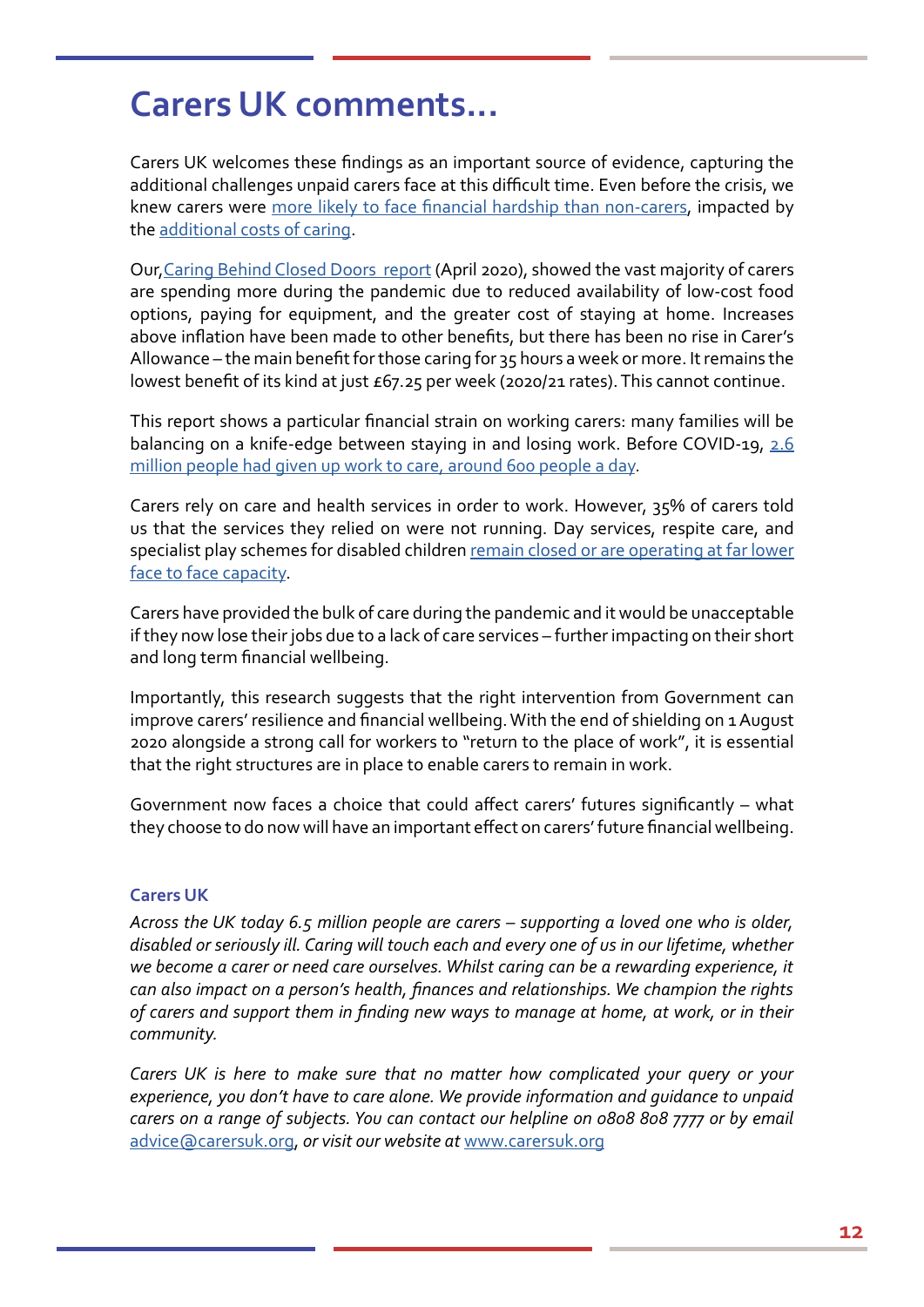# Carers UK comments...

Carers UK welcomes these findings as an important source of evidence, capturing the additional challenges unpaid carers face at this difficult time. Even before the crisis, we knew carers were more likely to face financial hardship than non-carers, impacted by the additional costs of caring.

Our, Caring Behind Closed Doors report (April 2020), showed the vast majority of carers are spending more during the pandemic due to reduced availability of low-cost food options, paying for equipment, and the greater cost of staying at home. Increases above inflation have been made to other benefits, but there has been no rise in Carer's Allowance – the main benefit for those caring for 35 hours a week or more. It remains the lowest benefit of its kind at just £67.25 per week (2020/21 rates). This cannot continue.

This report shows a particular financial strain on working carers: many families will be balancing on a knife-edge between staying in and losing work. Before COVID-19, 2.6 million people had given up work to care, around 600 people a day.

Carers rely on care and health services in order to work. However, 35% of carers told us that the services they relied on were not running. Day services, respite care, and specialist play schemes for disabled children remain closed or are operating at far lower face to face capacity.

Carers have provided the bulk of care during the pandemic and it would be unacceptable if they now lose their jobs due to a lack of care services – further impacting on their short and long term financial wellbeing.

Importantly, this research suggests that the right intervention from Government can improve carers' resilience and financial wellbeing. With the end of shielding on 1 August 2020 alongside a strong call for workers to "return to the place of work", it is essential that the right structures are in place to enable carers to remain in work.

Government now faces a choice that could affect carers' futures significantly – what they choose to do now will have an important effect on carers' future financial wellbeing.

**Carers UK**

*Across the UK today 6.5 million people are carers – supporting a loved one who is older, disabled or seriously ill. Caring will touch each and every one of us in our lifetime, whether we become a carer or need care ourselves. Whilst caring can be a rewarding experience, it can also impact on a person's health, finances and relationships. We champion the rights of carers and support them in finding new ways to manage at home, at work, or in their community.*

*Carers UK is here to make sure that no matter how complicated your query or your experience, you don't have to care alone. We provide information and guidance to unpaid carers on a range of subjects. You can contact our helpline on 0808 808 7777 or by email* advice@carersuk.org*, or visit our website at* www.carersuk.org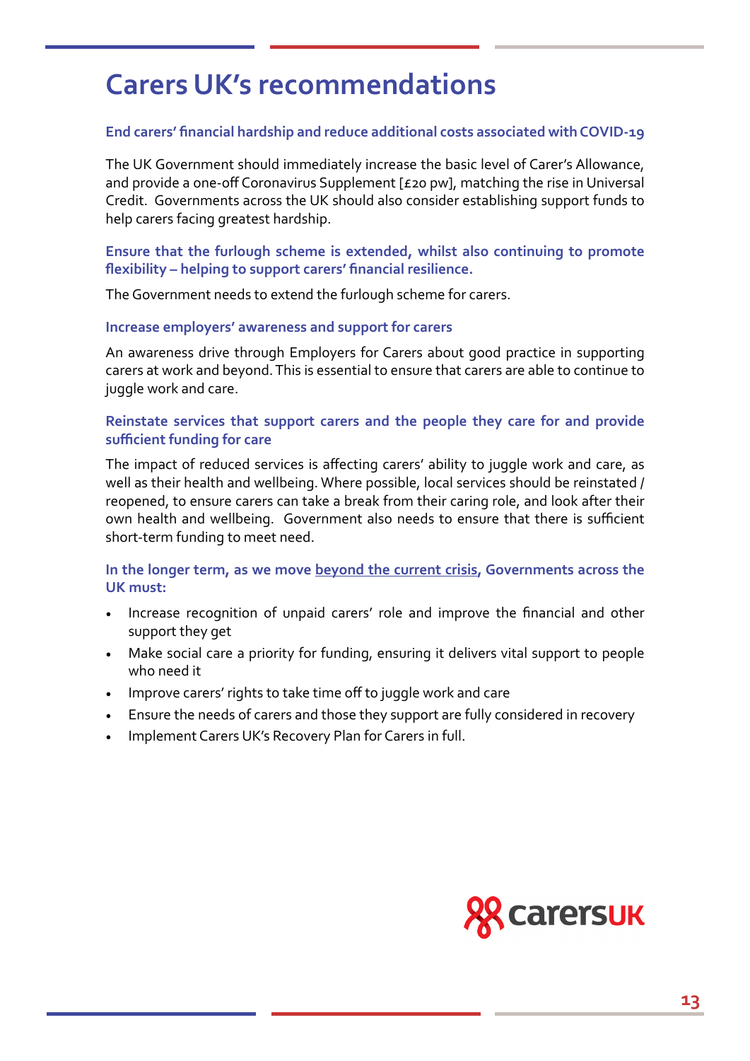# Carers UK's recommendations

### End carers' financial hardship and reduce additional costs associated with COVID-19

The UK Government should immediately increase the basic level of Carer's Allowance, and provide a one-off Coronavirus Supplement [£20 pw], matching the rise in Universal Credit. Governments across the UK should also consider establishing support funds to help carers facing greatest hardship.

### Ensure that the furlough scheme is extended, whilst also continuing to promote flexibility – helping to support carers' financial resilience.

The Government needs to extend the furlough scheme for carers.

### Increase employers' awareness and support for carers

An awareness drive through Employers for Carers about good practice in supporting carers at work and beyond. This is essential to ensure that carers are able to continue to juggle work and care.

### Reinstate services that support carers and the people they care for and provide sufficient funding for care

The impact of reduced services is affecting carers' ability to juggle work and care, as well as their health and wellbeing. Where possible, local services should be reinstated / reopened, to ensure carers can take a break from their caring role, and look after their own health and wellbeing. Government also needs to ensure that there is sufficient short-term funding to meet need.

### In the longer term, as we move beyond the current crisis, Governments across the UK must:

- Increase recognition of unpaid carers' role and improve the financial and other support they get
- Make social care a priority for funding, ensuring it delivers vital support to people who need it
- Improve carers' rights to take time off to juggle work and care
- Ensure the needs of carers and those they support are fully considered in recovery
- Implement Carers UK's Recovery Plan for Carers in full.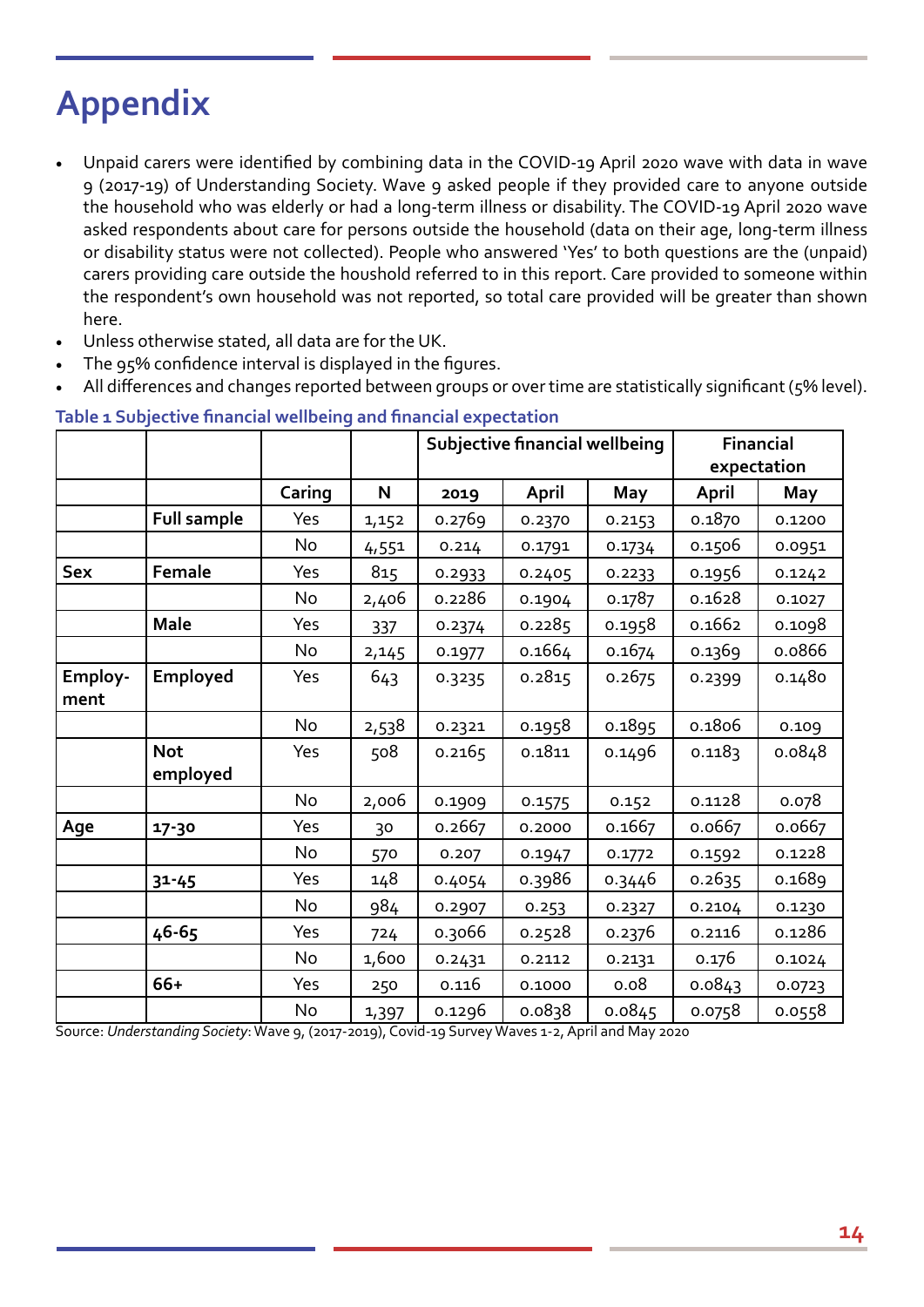# Appendix

- Unpaid carers were identified by combining data in the COVID-19 April 2020 wave with data in wave 9 (2017-19) of Understanding Society. Wave 9 asked people if they provided care to anyone outside the household who was elderly or had a long-term illness or disability. The COVID-19 April 2020 wave asked respondents about care for persons outside the household (data on their age, long-term illness or disability status were not collected). People who answered 'Yes' to both questions are the (unpaid) carers providing care outside the houshold referred to in this report. Care provided to someone within the respondent's own household was not reported, so total care provided will be greater than shown here.
- Unless otherwise stated, all data are for the UK.
- The 95% confidence interval is displayed in the figures.
- All differences and changes reported between groups or over time are statistically significant (5% level).

**Table 1 Subjective financial wellbeing and financial expectation**

| | | | | Subjective financial wellbeing | | | Financial expectation | |
|---|---|---|---|---|---|---|---|---|
| | | Caring | N | 2019 | April | May | April | May |
| | **Full sample** | Yes | 1,152 | 0.2769 | 0.2370 | 0.2153 | 0.1870 | 0.1200 |
| | | No | 4,551 | 0.214 | 0.1791 | 0.1734 | 0.1506 | 0.0951 |
| **Sex** | **Female** | Yes | 815 | 0.2933 | 0.2405 | 0.2233 | 0.1956 | 0.1242 |
| | | No | 2,406 | 0.2286 | 0.1904 | 0.1787 | 0.1628 | 0.1027 |
| | **Male** | Yes | 337 | 0.2374 | 0.2285 | 0.1958 | 0.1662 | 0.1098 |
| | | No | 2,145 | 0.1977 | 0.1664 | 0.1674 | 0.1369 | 0.0866 |
| **Employ-ment** | **Employed** | Yes | 643 | 0.3235 | 0.2815 | 0.2675 | 0.2399 | 0.1480 |
| | | No | 2,538 | 0.2321 | 0.1958 | 0.1895 | 0.1806 | 0.109 |
| | **Not employed** | Yes | 508 | 0.2165 | 0.1811 | 0.1496 | 0.1183 | 0.0848 |
| | | No | 2,006 | 0.1909 | 0.1575 | 0.152 | 0.1128 | 0.078 |
| **Age** | **17-30** | Yes | 30 | 0.2667 | 0.2000 | 0.1667 | 0.0667 | 0.0667 |
| | | No | 570 | 0.207 | 0.1947 | 0.1772 | 0.1592 | 0.1228 |
| | **31-45** | Yes | 148 | 0.4054 | 0.3986 | 0.3446 | 0.2635 | 0.1689 |
| | | No | 984 | 0.2907 | 0.253 | 0.2327 | 0.2104 | 0.1230 |
| | **46-65** | Yes | 724 | 0.3066 | 0.2528 | 0.2376 | 0.2116 | 0.1286 |
| | | No | 1,600 | 0.2431 | 0.2112 | 0.2131 | 0.176 | 0.1024 |
| | **66+** | Yes | 250 | 0.116 | 0.1000 | 0.08 | 0.0843 | 0.0723 |
| | | No | 1,397 | 0.1296 | 0.0838 | 0.0845 | 0.0758 | 0.0558 |

Source: *Understanding Society*: Wave 9, (2017-2019), Covid-19 Survey Waves 1-2, April and May 2020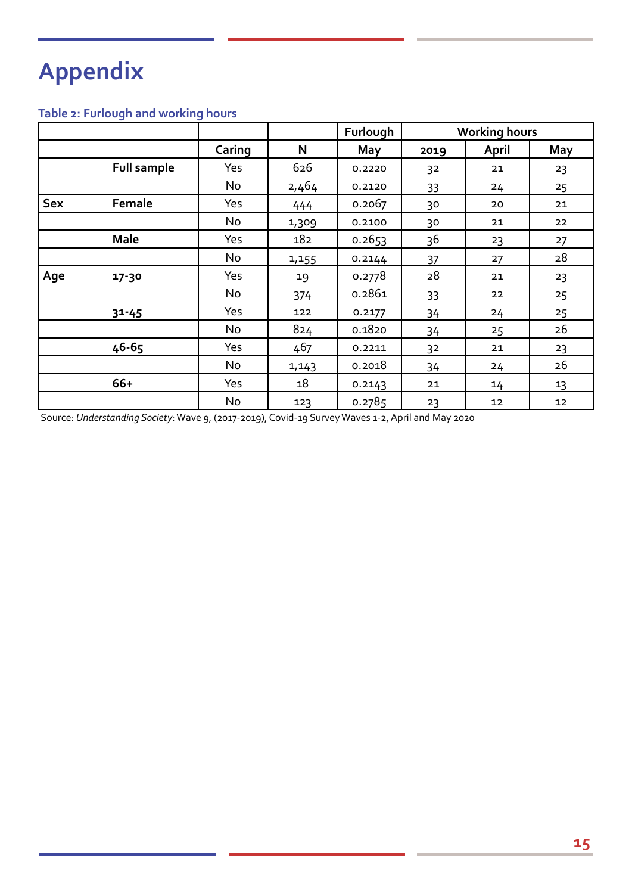# Appendix

**Table 2: Furlough and working hours**

| | | | | Furlough | Working hours | | |
|---|---|---|---|---|---|---|---|
| | | Caring | N | May | 2019 | April | May |
| | **Full sample** | Yes | 626 | 0.2220 | 32 | 21 | 23 |
| | | No | 2,464 | 0.2120 | 33 | 24 | 25 |
| **Sex** | **Female** | Yes | 444 | 0.2067 | 30 | 20 | 21 |
| | | No | 1,309 | 0.2100 | 30 | 21 | 22 |
| | **Male** | Yes | 182 | 0.2653 | 36 | 23 | 27 |
| | | No | 1,155 | 0.2144 | 37 | 27 | 28 |
| **Age** | **17-30** | Yes | 19 | 0.2778 | 28 | 21 | 23 |
| | | No | 374 | 0.2861 | 33 | 22 | 25 |
| | **31-45** | Yes | 122 | 0.2177 | 34 | 24 | 25 |
| | | No | 824 | 0.1820 | 34 | 25 | 26 |
| | **46-65** | Yes | 467 | 0.2211 | 32 | 21 | 23 |
| | | No | 1,143 | 0.2018 | 34 | 24 | 26 |
| | **66+** | Yes | 18 | 0.2143 | 21 | 14 | 13 |
| | | No | 123 | 0.2785 | 23 | 12 | 12 |

Source: *Understanding Society*: Wave 9, (2017-2019), Covid-19 Survey Waves 1-2, April and May 2020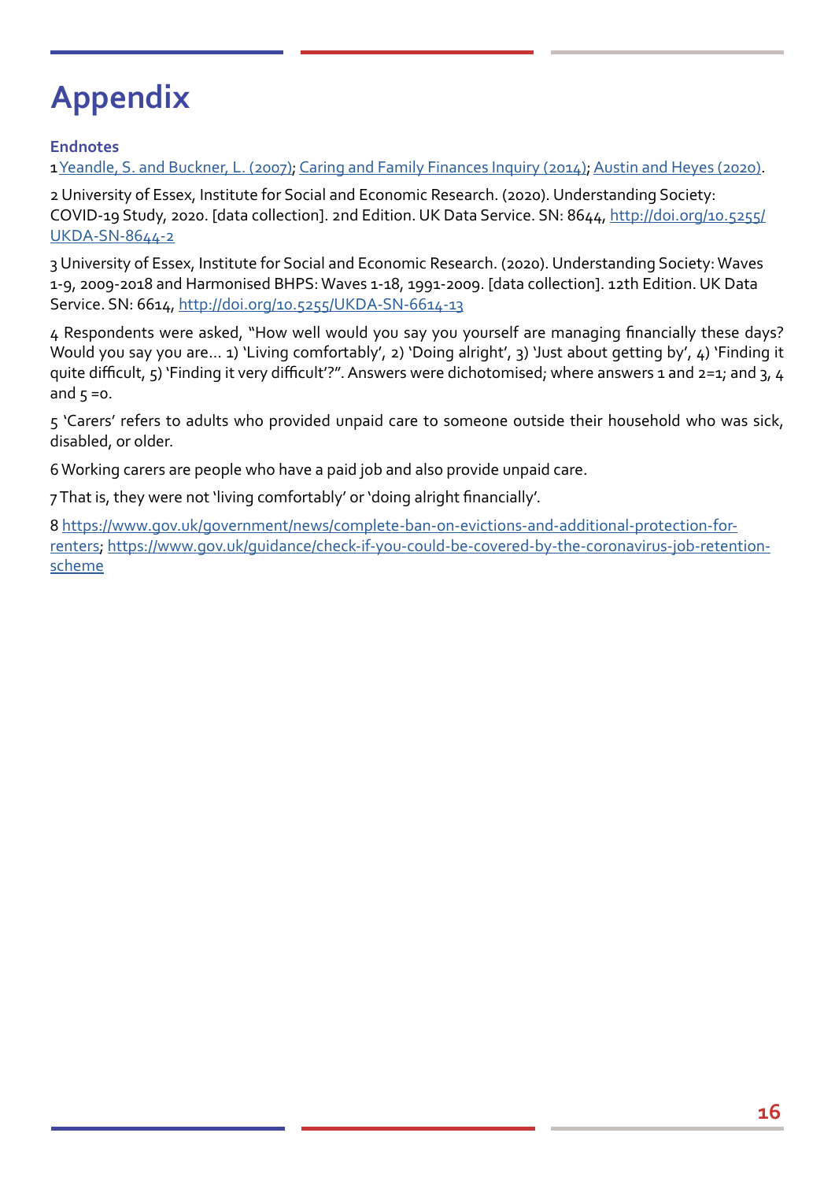# Appendix

**Endnotes**

1 Yeandle, S. and Buckner, L. (2007); Caring and Family Finances Inquiry (2014); Austin and Heyes (2020).

2 University of Essex, Institute for Social and Economic Research. (2020). Understanding Society: COVID-19 Study, 2020. [data collection]. 2nd Edition. UK Data Service. SN: 8644, http://doi.org/10.5255/UKDA-SN-8644-2

3 University of Essex, Institute for Social and Economic Research. (2020). Understanding Society: Waves 1-9, 2009-2018 and Harmonised BHPS: Waves 1-18, 1991-2009. [data collection]. 12th Edition. UK Data Service. SN: 6614, http://doi.org/10.5255/UKDA-SN-6614-13

4 Respondents were asked, "How well would you say you yourself are managing financially these days? Would you say you are… 1) 'Living comfortably', 2) 'Doing alright', 3) 'Just about getting by', 4) 'Finding it quite difficult, 5) 'Finding it very difficult'?". Answers were dichotomised; where answers 1 and 2=1; and 3, 4 and 5 =0.

5 'Carers' refers to adults who provided unpaid care to someone outside their household who was sick, disabled, or older.

6 Working carers are people who have a paid job and also provide unpaid care.

7 That is, they were not 'living comfortably' or 'doing alright financially'.

8 https://www.gov.uk/government/news/complete-ban-on-evictions-and-additional-protection-for-renters; https://www.gov.uk/guidance/check-if-you-could-be-covered-by-the-coronavirus-job-retention-scheme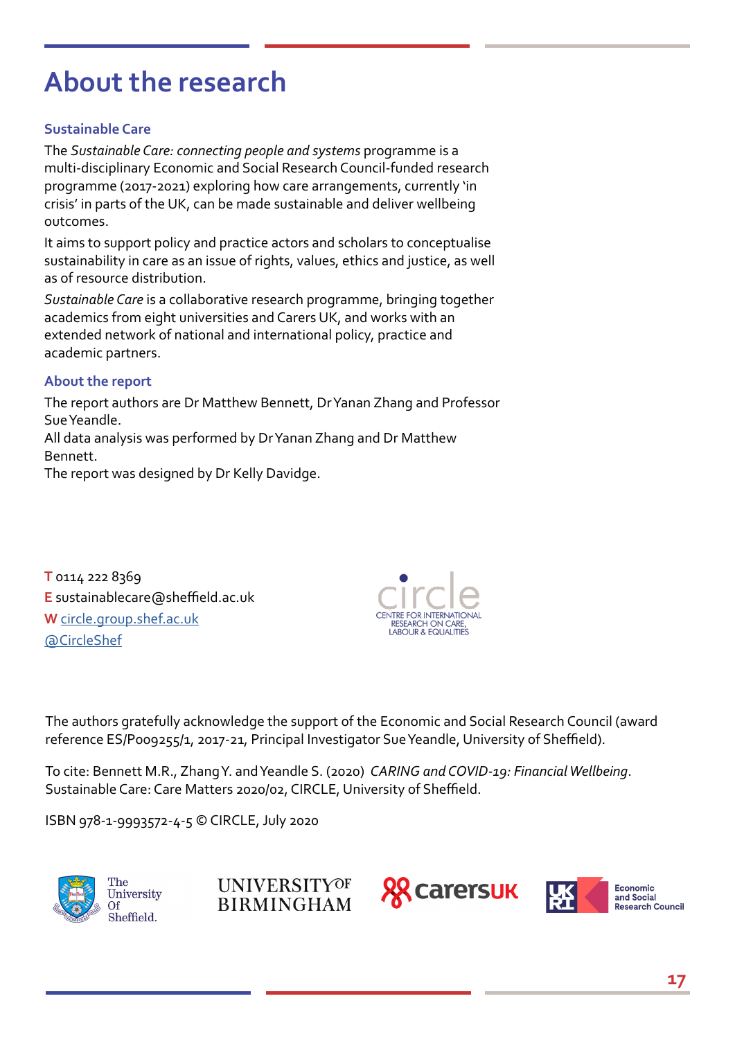# About the research

### Sustainable Care

The *Sustainable Care: connecting people and systems* programme is a multi-disciplinary Economic and Social Research Council-funded research programme (2017-2021) exploring how care arrangements, currently 'in crisis' in parts of the UK, can be made sustainable and deliver wellbeing outcomes.

It aims to support policy and practice actors and scholars to conceptualise sustainability in care as an issue of rights, values, ethics and justice, as well as of resource distribution.

*Sustainable Care* is a collaborative research programme, bringing together academics from eight universities and Carers UK, and works with an extended network of national and international policy, practice and academic partners.

### About the report

The report authors are Dr Matthew Bennett, Dr Yanan Zhang and Professor Sue Yeandle.
All data analysis was performed by Dr Yanan Zhang and Dr Matthew Bennett.
The report was designed by Dr Kelly Davidge.

**T** 0114 222 8369
**E** sustainablecare@sheffield.ac.uk
**W** circle.group.shef.ac.uk
@CircleShef

circle
CENTRE FOR INTERNATIONAL RESEARCH ON CARE, LABOUR & EQUALITIES

The authors gratefully acknowledge the support of the Economic and Social Research Council (award reference ES/P009255/1, 2017-21, Principal Investigator Sue Yeandle, University of Sheffield).

To cite: Bennett M.R., Zhang Y. and Yeandle S. (2020) *CARING and COVID-19: Financial Wellbeing*. Sustainable Care: Care Matters 2020/02, CIRCLE, University of Sheffield.

ISBN 978-1-9993572-4-5 © CIRCLE, July 2020

The University Of Sheffield.
UNIVERSITY OF BIRMINGHAM
carersUK
UKRI Economic and Social Research Council